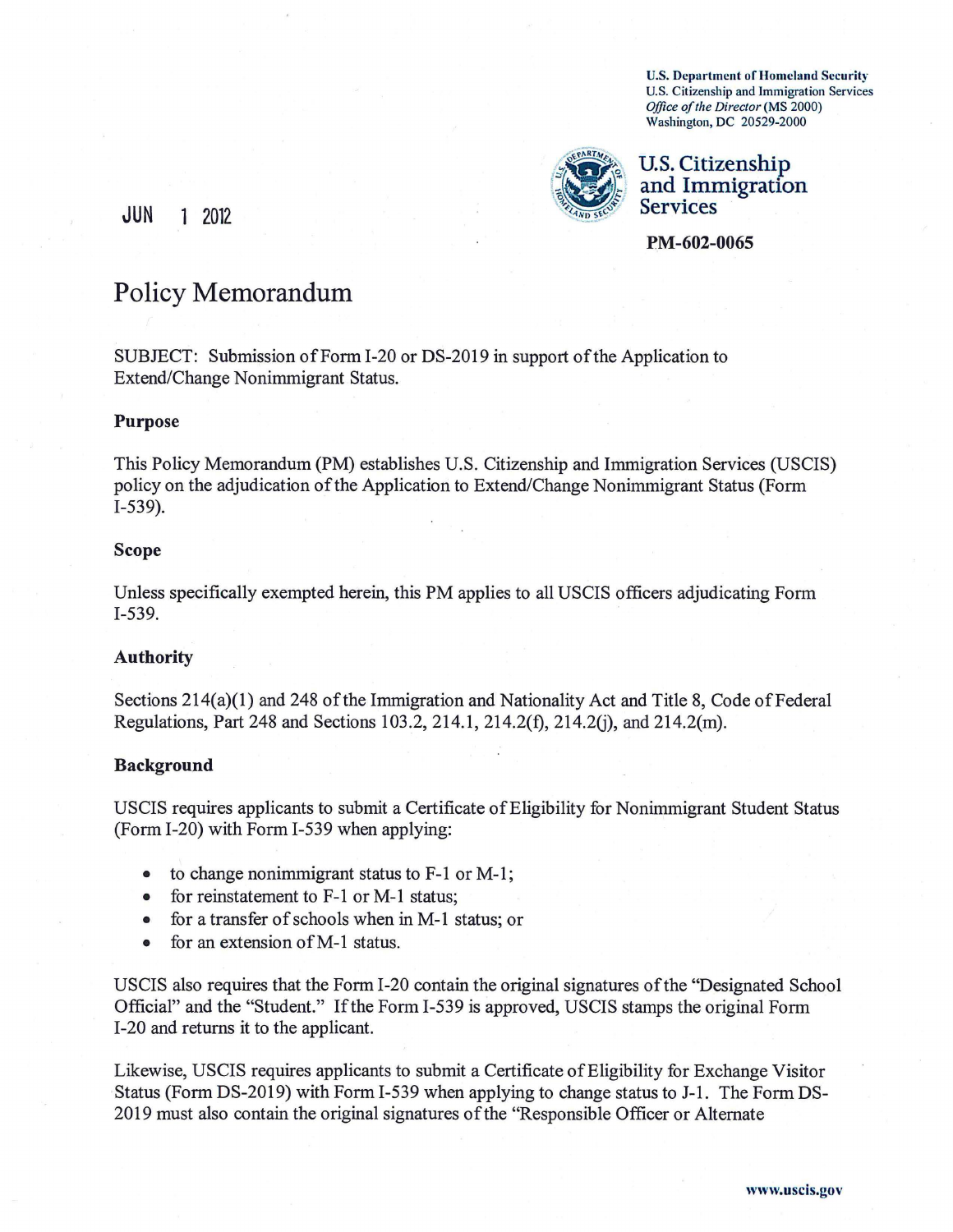U.S. Department of Homeland Security
U.S. Citizenship and Immigration Services
*Office of the Director* (MS 2000)
Washington, DC 20529-2000

**U.S. Citizenship and Immigration Services**

JUN 1 2012

**PM-602-0065**

# Policy Memorandum

SUBJECT: Submission of Form I-20 or DS-2019 in support of the Application to Extend/Change Nonimmigrant Status.

### Purpose

This Policy Memorandum (PM) establishes U.S. Citizenship and Immigration Services (USCIS) policy on the adjudication of the Application to Extend/Change Nonimmigrant Status (Form I-539).

### Scope

Unless specifically exempted herein, this PM applies to all USCIS officers adjudicating Form I-539.

### Authority

Sections 214(a)(1) and 248 of the Immigration and Nationality Act and Title 8, Code of Federal Regulations, Part 248 and Sections 103.2, 214.1, 214.2(f), 214.2(j), and 214.2(m).

### Background

USCIS requires applicants to submit a Certificate of Eligibility for Nonimmigrant Student Status (Form I-20) with Form I-539 when applying:

- to change nonimmigrant status to F-1 or M-1;
- for reinstatement to F-1 or M-1 status;
- for a transfer of schools when in M-1 status; or
- for an extension of M-1 status.

USCIS also requires that the Form I-20 contain the original signatures of the "Designated School Official" and the "Student." If the Form I-539 is approved, USCIS stamps the original Form I-20 and returns it to the applicant.

Likewise, USCIS requires applicants to submit a Certificate of Eligibility for Exchange Visitor Status (Form DS-2019) with Form I-539 when applying to change status to J-1. The Form DS-2019 must also contain the original signatures of the "Responsible Officer or Alternate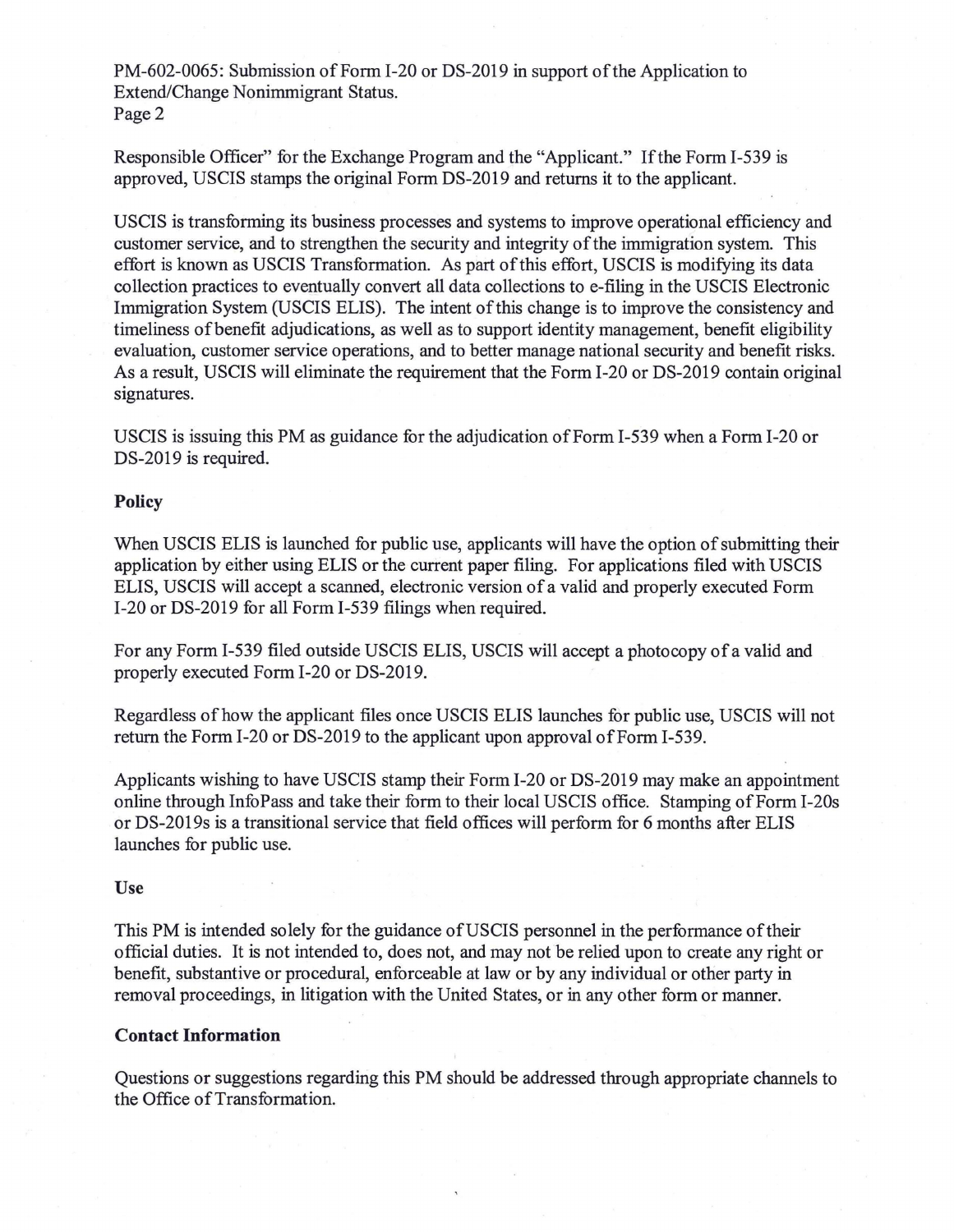Responsible Officer" for the Exchange Program and the "Applicant." If the Form I-539 is approved, USCIS stamps the original Form DS-2019 and returns it to the applicant.

USCIS is transforming its business processes and systems to improve operational efficiency and customer service, and to strengthen the security and integrity of the immigration system. This effort is known as USCIS Transformation. As part of this effort, USCIS is modifying its data collection practices to eventually convert all data collections to e-filing in the USCIS Electronic Immigration System (USCIS ELIS). The intent of this change is to improve the consistency and timeliness of benefit adjudications, as well as to support identity management, benefit eligibility evaluation, customer service operations, and to better manage national security and benefit risks. As a result, USCIS will eliminate the requirement that the Form I-20 or DS-2019 contain original signatures.

USCIS is issuing this PM as guidance for the adjudication of Form I-539 when a Form I-20 or DS-2019 is required.

**Policy**

When USCIS ELIS is launched for public use, applicants will have the option of submitting their application by either using ELIS or the current paper filing. For applications filed with USCIS ELIS, USCIS will accept a scanned, electronic version of a valid and properly executed Form I-20 or DS-2019 for all Form I-539 filings when required.

For any Form I-539 filed outside USCIS ELIS, USCIS will accept a photocopy of a valid and properly executed Form I-20 or DS-2019.

Regardless of how the applicant files once USCIS ELIS launches for public use, USCIS will not return the Form I-20 or DS-2019 to the applicant upon approval of Form I-539.

Applicants wishing to have USCIS stamp their Form I-20 or DS-2019 may make an appointment online through InfoPass and take their form to their local USCIS office. Stamping of Form I-20s or DS-2019s is a transitional service that field offices will perform for 6 months after ELIS launches for public use.

**Use**

This PM is intended solely for the guidance of USCIS personnel in the performance of their official duties. It is not intended to, does not, and may not be relied upon to create any right or benefit, substantive or procedural, enforceable at law or by any individual or other party in removal proceedings, in litigation with the United States, or in any other form or manner.

**Contact Information**

Questions or suggestions regarding this PM should be addressed through appropriate channels to the Office of Transformation.